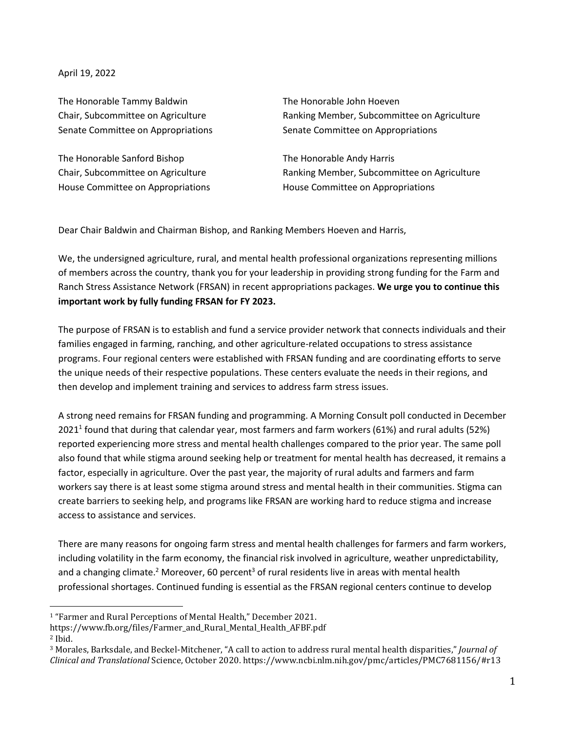April 19, 2022

The Honorable Tammy Baldwin
Chair, Subcommittee on Agriculture
Senate Committee on Appropriations

The Honorable John Hoeven
Ranking Member, Subcommittee on Agriculture
Senate Committee on Appropriations

The Honorable Sanford Bishop
Chair, Subcommittee on Agriculture
House Committee on Appropriations

The Honorable Andy Harris
Ranking Member, Subcommittee on Agriculture
House Committee on Appropriations

Dear Chair Baldwin and Chairman Bishop, and Ranking Members Hoeven and Harris,

We, the undersigned agriculture, rural, and mental health professional organizations representing millions of members across the country, thank you for your leadership in providing strong funding for the Farm and Ranch Stress Assistance Network (FRSAN) in recent appropriations packages. **We urge you to continue this important work by fully funding FRSAN for FY 2023.**

The purpose of FRSAN is to establish and fund a service provider network that connects individuals and their families engaged in farming, ranching, and other agriculture-related occupations to stress assistance programs. Four regional centers were established with FRSAN funding and are coordinating efforts to serve the unique needs of their respective populations. These centers evaluate the needs in their regions, and then develop and implement training and services to address farm stress issues.

A strong need remains for FRSAN funding and programming. A Morning Consult poll conducted in December 2021[1] found that during that calendar year, most farmers and farm workers (61%) and rural adults (52%) reported experiencing more stress and mental health challenges compared to the prior year. The same poll also found that while stigma around seeking help or treatment for mental health has decreased, it remains a factor, especially in agriculture. Over the past year, the majority of rural adults and farmers and farm workers say there is at least some stigma around stress and mental health in their communities. Stigma can create barriers to seeking help, and programs like FRSAN are working hard to reduce stigma and increase access to assistance and services.

There are many reasons for ongoing farm stress and mental health challenges for farmers and farm workers, including volatility in the farm economy, the financial risk involved in agriculture, weather unpredictability, and a changing climate.[2] Moreover, 60 percent[3] of rural residents live in areas with mental health professional shortages. Continued funding is essential as the FRSAN regional centers continue to develop

---

[1] "Farmer and Rural Perceptions of Mental Health," December 2021. https://www.fb.org/files/Farmer_and_Rural_Mental_Health_AFBF.pdf

[2] Ibid.

[3] Morales, Barksdale, and Beckel-Mitchener, "A call to action to address rural mental health disparities," *Journal of Clinical and Translational* Science, October 2020. https://www.ncbi.nlm.nih.gov/pmc/articles/PMC7681156/#r13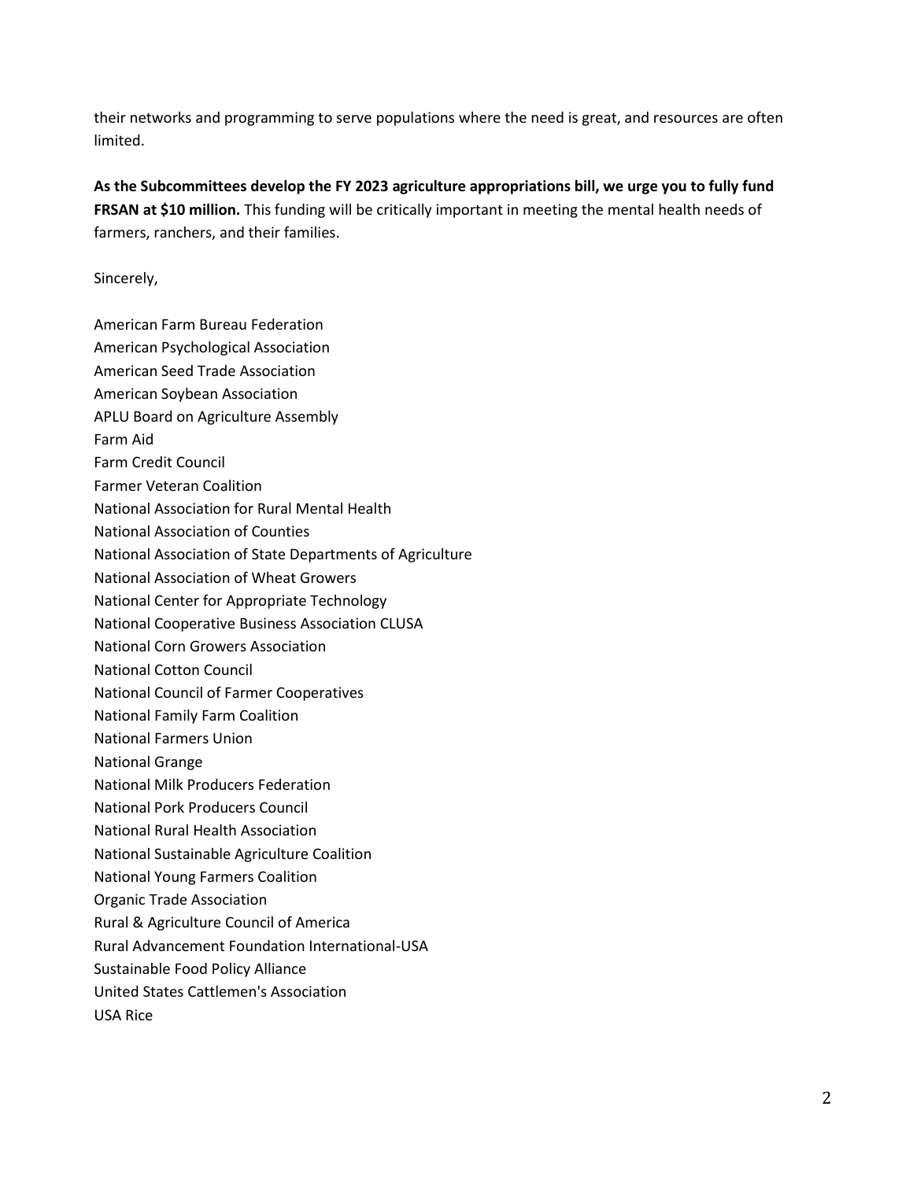their networks and programming to serve populations where the need is great, and resources are often limited.

**As the Subcommittees develop the FY 2023 agriculture appropriations bill, we urge you to fully fund FRSAN at $10 million.** This funding will be critically important in meeting the mental health needs of farmers, ranchers, and their families.

Sincerely,

American Farm Bureau Federation
American Psychological Association
American Seed Trade Association
American Soybean Association
APLU Board on Agriculture Assembly
Farm Aid
Farm Credit Council
Farmer Veteran Coalition
National Association for Rural Mental Health
National Association of Counties
National Association of State Departments of Agriculture
National Association of Wheat Growers
National Center for Appropriate Technology
National Cooperative Business Association CLUSA
National Corn Growers Association
National Cotton Council
National Council of Farmer Cooperatives
National Family Farm Coalition
National Farmers Union
National Grange
National Milk Producers Federation
National Pork Producers Council
National Rural Health Association
National Sustainable Agriculture Coalition
National Young Farmers Coalition
Organic Trade Association
Rural & Agriculture Council of America
Rural Advancement Foundation International-USA
Sustainable Food Policy Alliance
United States Cattlemen's Association
USA Rice